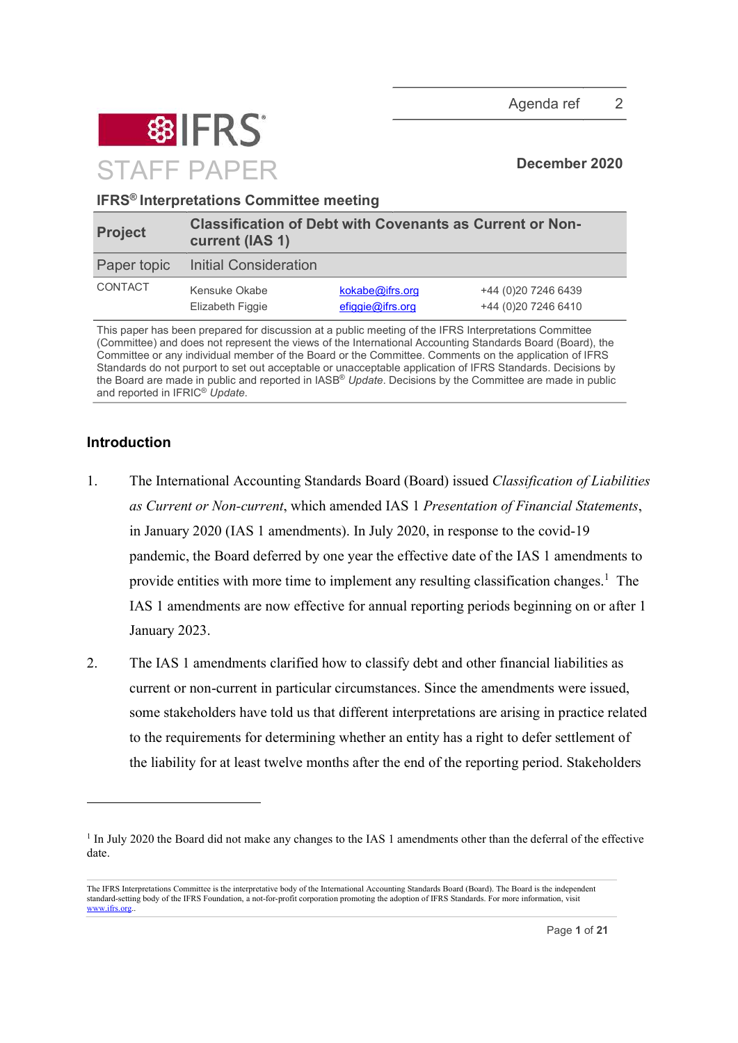Agenda ref 2

# IFRS STAFF PAPER

**December 2020**

**IFRS® Interpretations Committee meeting**

| **Project** | **Classification of Debt with Covenants as Current or Non-current (IAS 1)** | | |
|---|---|---|---|
| Paper topic | Initial Consideration | | |
| CONTACT | Kensuke Okabe | kokabe@ifrs.org | +44 (0)20 7246 6439 |
| | Elizabeth Figgie | efiggie@ifrs.org | +44 (0)20 7246 6410 |

This paper has been prepared for discussion at a public meeting of the IFRS Interpretations Committee (Committee) and does not represent the views of the International Accounting Standards Board (Board), the Committee or any individual member of the Board or the Committee. Comments on the application of IFRS Standards do not purport to set out acceptable or unacceptable application of IFRS Standards. Decisions by the Board are made in public and reported in IASB® *Update*. Decisions by the Committee are made in public and reported in IFRIC® *Update*.

## Introduction

1. The International Accounting Standards Board (Board) issued *Classification of Liabilities as Current or Non-current*, which amended IAS 1 *Presentation of Financial Statements*, in January 2020 (IAS 1 amendments). In July 2020, in response to the covid-19 pandemic, the Board deferred by one year the effective date of the IAS 1 amendments to provide entities with more time to implement any resulting classification changes.[1] The IAS 1 amendments are now effective for annual reporting periods beginning on or after 1 January 2023.

2. The IAS 1 amendments clarified how to classify debt and other financial liabilities as current or non-current in particular circumstances. Since the amendments were issued, some stakeholders have told us that different interpretations are arising in practice related to the requirements for determining whether an entity has a right to defer settlement of the liability for at least twelve months after the end of the reporting period. Stakeholders

[1] In July 2020 the Board did not make any changes to the IAS 1 amendments other than the deferral of the effective date.

The IFRS Interpretations Committee is the interpretative body of the International Accounting Standards Board (Board). The Board is the independent standard-setting body of the IFRS Foundation, a not-for-profit corporation promoting the adoption of IFRS Standards. For more information, visit www.ifrs.org..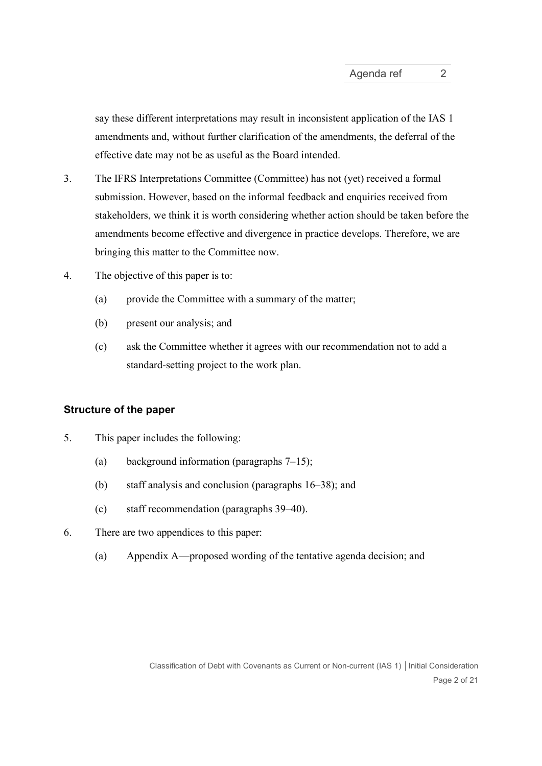say these different interpretations may result in inconsistent application of the IAS 1 amendments and, without further clarification of the amendments, the deferral of the effective date may not be as useful as the Board intended.

3. The IFRS Interpretations Committee (Committee) has not (yet) received a formal submission. However, based on the informal feedback and enquiries received from stakeholders, we think it is worth considering whether action should be taken before the amendments become effective and divergence in practice develops. Therefore, we are bringing this matter to the Committee now.

4. The objective of this paper is to:

   (a) provide the Committee with a summary of the matter;

   (b) present our analysis; and

   (c) ask the Committee whether it agrees with our recommendation not to add a standard-setting project to the work plan.

### Structure of the paper

5. This paper includes the following:

   (a) background information (paragraphs 7–15);

   (b) staff analysis and conclusion (paragraphs 16–38); and

   (c) staff recommendation (paragraphs 39–40).

6. There are two appendices to this paper:

   (a) Appendix A—proposed wording of the tentative agenda decision; and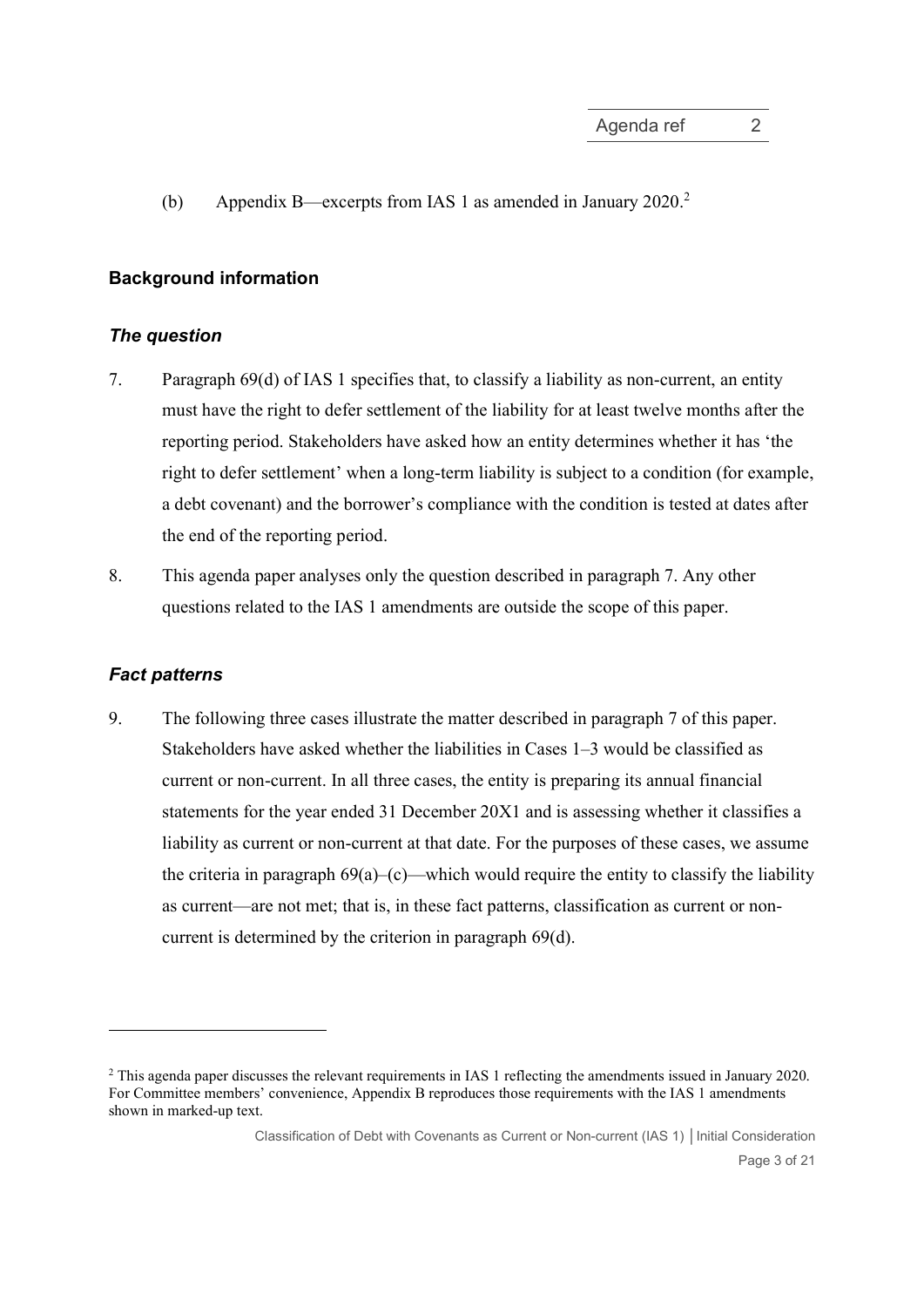(b) Appendix B—excerpts from IAS 1 as amended in January 2020.[2]

## Background information

### *The question*

7. Paragraph 69(d) of IAS 1 specifies that, to classify a liability as non-current, an entity must have the right to defer settlement of the liability for at least twelve months after the reporting period. Stakeholders have asked how an entity determines whether it has 'the right to defer settlement' when a long-term liability is subject to a condition (for example, a debt covenant) and the borrower's compliance with the condition is tested at dates after the end of the reporting period.

8. This agenda paper analyses only the question described in paragraph 7. Any other questions related to the IAS 1 amendments are outside the scope of this paper.

### *Fact patterns*

9. The following three cases illustrate the matter described in paragraph 7 of this paper. Stakeholders have asked whether the liabilities in Cases 1–3 would be classified as current or non-current. In all three cases, the entity is preparing its annual financial statements for the year ended 31 December 20X1 and is assessing whether it classifies a liability as current or non-current at that date. For the purposes of these cases, we assume the criteria in paragraph 69(a)–(c)—which would require the entity to classify the liability as current—are not met; that is, in these fact patterns, classification as current or non-current is determined by the criterion in paragraph 69(d).

---

[2] This agenda paper discusses the relevant requirements in IAS 1 reflecting the amendments issued in January 2020. For Committee members' convenience, Appendix B reproduces those requirements with the IAS 1 amendments shown in marked-up text.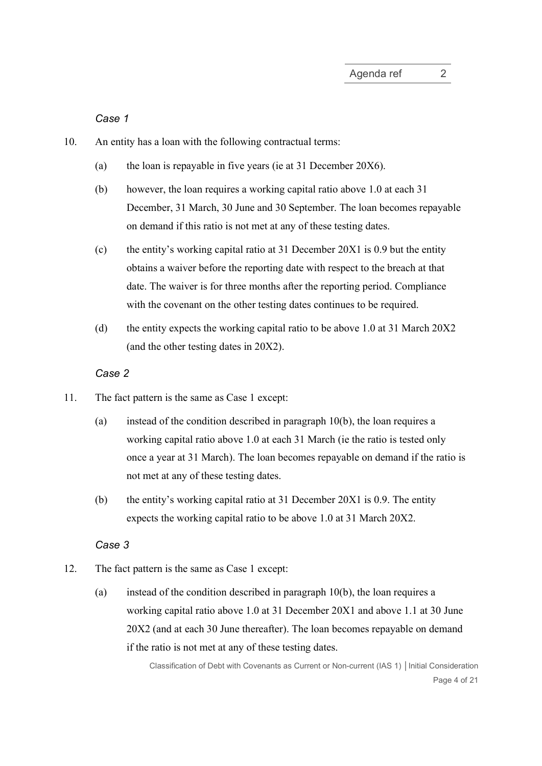*Case 1*

10. An entity has a loan with the following contractual terms:

    (a) the loan is repayable in five years (ie at 31 December 20X6).

    (b) however, the loan requires a working capital ratio above 1.0 at each 31 December, 31 March, 30 June and 30 September. The loan becomes repayable on demand if this ratio is not met at any of these testing dates.

    (c) the entity's working capital ratio at 31 December 20X1 is 0.9 but the entity obtains a waiver before the reporting date with respect to the breach at that date. The waiver is for three months after the reporting period. Compliance with the covenant on the other testing dates continues to be required.

    (d) the entity expects the working capital ratio to be above 1.0 at 31 March 20X2 (and the other testing dates in 20X2).

*Case 2*

11. The fact pattern is the same as Case 1 except:

    (a) instead of the condition described in paragraph 10(b), the loan requires a working capital ratio above 1.0 at each 31 March (ie the ratio is tested only once a year at 31 March). The loan becomes repayable on demand if the ratio is not met at any of these testing dates.

    (b) the entity's working capital ratio at 31 December 20X1 is 0.9. The entity expects the working capital ratio to be above 1.0 at 31 March 20X2.

*Case 3*

12. The fact pattern is the same as Case 1 except:

    (a) instead of the condition described in paragraph 10(b), the loan requires a working capital ratio above 1.0 at 31 December 20X1 and above 1.1 at 30 June 20X2 (and at each 30 June thereafter). The loan becomes repayable on demand if the ratio is not met at any of these testing dates.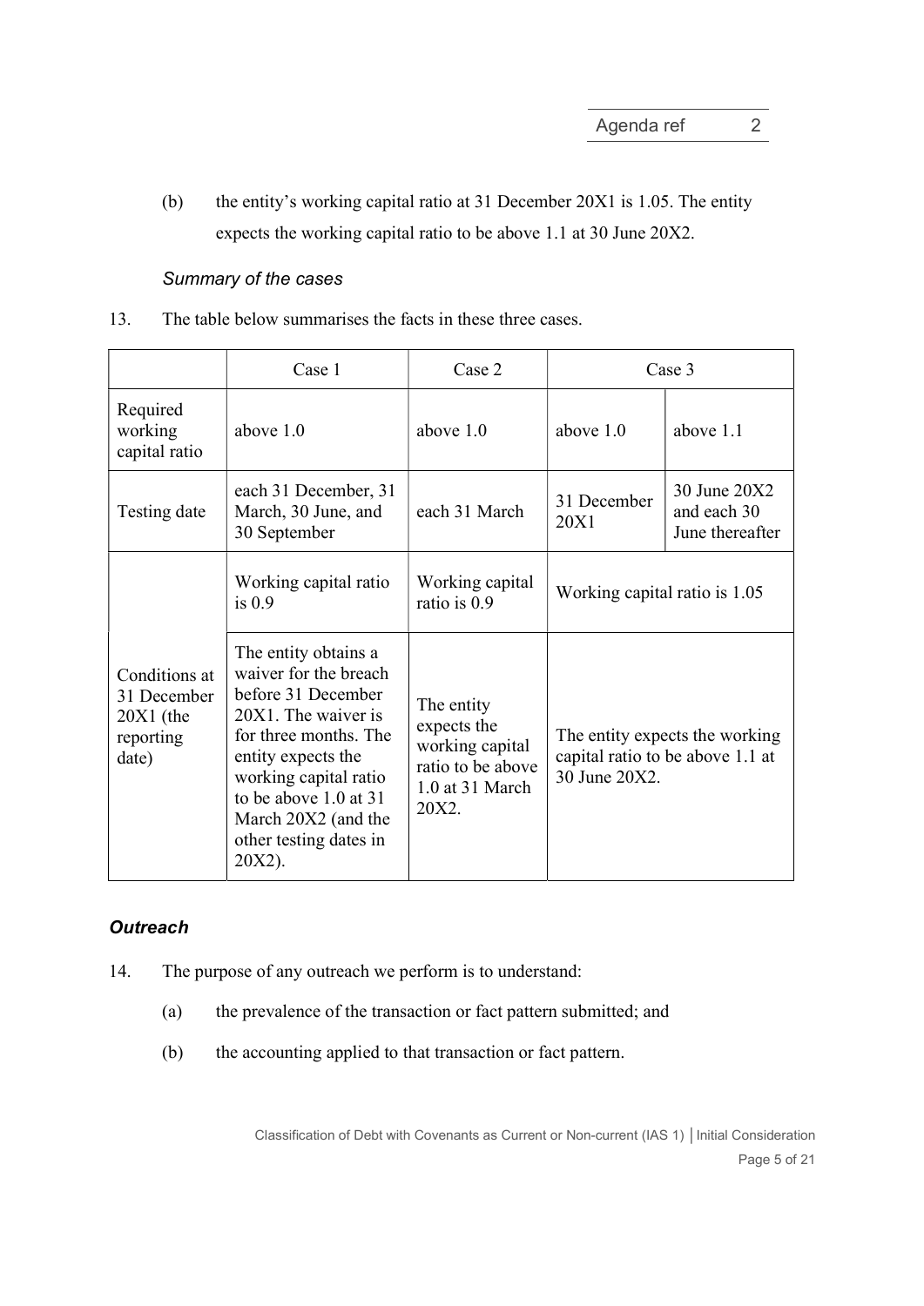(b) the entity's working capital ratio at 31 December 20X1 is 1.05. The entity expects the working capital ratio to be above 1.1 at 30 June 20X2.

### *Summary of the cases*

13. The table below summarises the facts in these three cases.

| | Case 1 | Case 2 | Case 3 | |
|---|---|---|---|---|
| Required working capital ratio | above 1.0 | above 1.0 | above 1.0 | above 1.1 |
| Testing date | each 31 December, 31 March, 30 June, and 30 September | each 31 March | 31 December 20X1 | 30 June 20X2 and each 30 June thereafter |
| Conditions at 31 December 20X1 (the reporting date) | Working capital ratio is 0.9 | Working capital ratio is 0.9 | Working capital ratio is 1.05 | |
| | The entity obtains a waiver for the breach before 31 December 20X1. The waiver is for three months. The entity expects the working capital ratio to be above 1.0 at 31 March 20X2 (and the other testing dates in 20X2). | The entity expects the working capital ratio to be above 1.0 at 31 March 20X2. | The entity expects the working capital ratio to be above 1.1 at 30 June 20X2. | |

### ***Outreach***

14. The purpose of any outreach we perform is to understand:

(a) the prevalence of the transaction or fact pattern submitted; and

(b) the accounting applied to that transaction or fact pattern.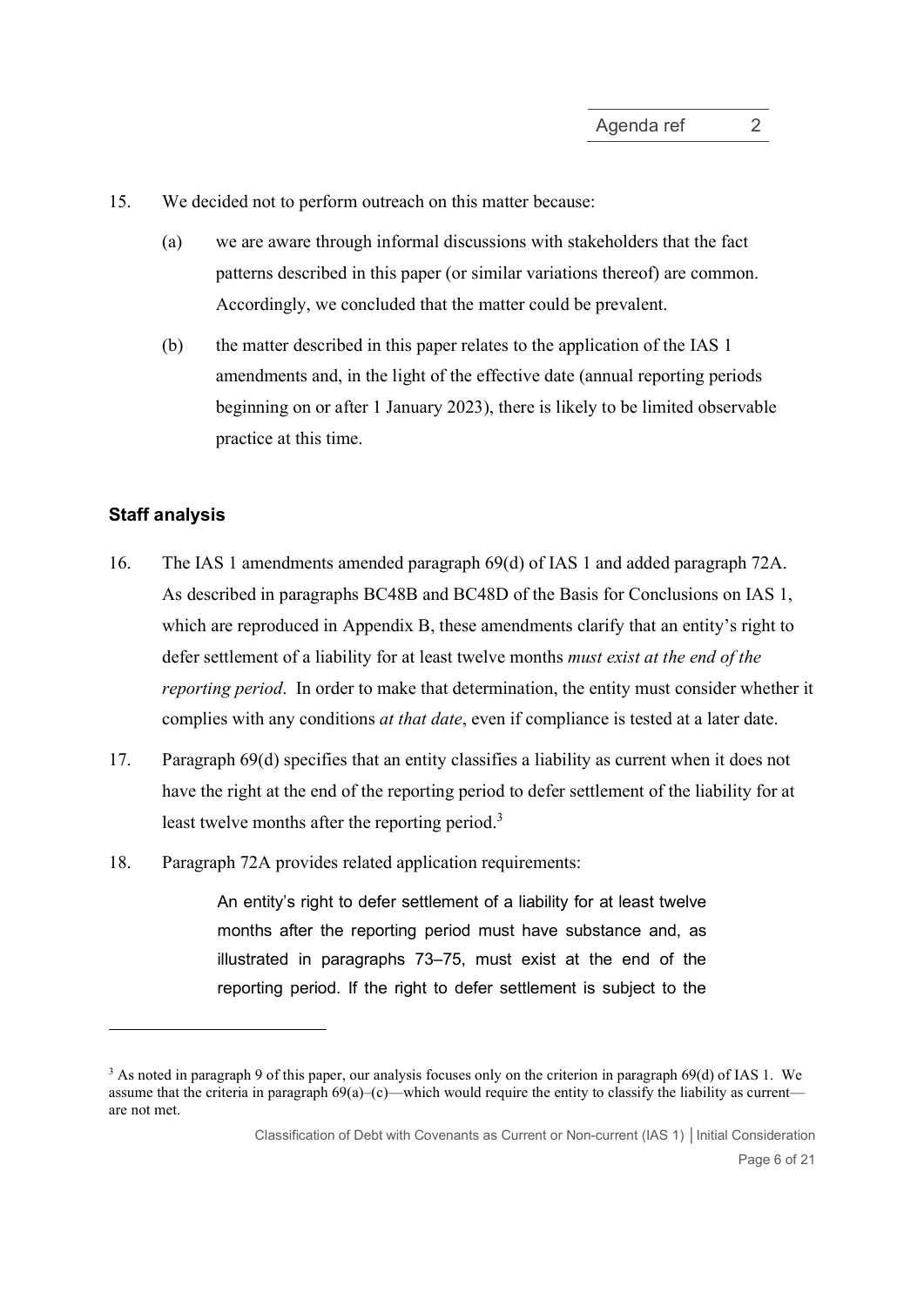15. We decided not to perform outreach on this matter because:

    (a) we are aware through informal discussions with stakeholders that the fact patterns described in this paper (or similar variations thereof) are common. Accordingly, we concluded that the matter could be prevalent.

    (b) the matter described in this paper relates to the application of the IAS 1 amendments and, in the light of the effective date (annual reporting periods beginning on or after 1 January 2023), there is likely to be limited observable practice at this time.

## Staff analysis

16. The IAS 1 amendments amended paragraph 69(d) of IAS 1 and added paragraph 72A. As described in paragraphs BC48B and BC48D of the Basis for Conclusions on IAS 1, which are reproduced in Appendix B, these amendments clarify that an entity's right to defer settlement of a liability for at least twelve months *must exist at the end of the reporting period*. In order to make that determination, the entity must consider whether it complies with any conditions *at that date*, even if compliance is tested at a later date.

17. Paragraph 69(d) specifies that an entity classifies a liability as current when it does not have the right at the end of the reporting period to defer settlement of the liability for at least twelve months after the reporting period.[3]

18. Paragraph 72A provides related application requirements:

    > An entity's right to defer settlement of a liability for at least twelve months after the reporting period must have substance and, as illustrated in paragraphs 73–75, must exist at the end of the reporting period. If the right to defer settlement is subject to the

---

[3] As noted in paragraph 9 of this paper, our analysis focuses only on the criterion in paragraph 69(d) of IAS 1. We assume that the criteria in paragraph 69(a)–(c)—which would require the entity to classify the liability as current—are not met.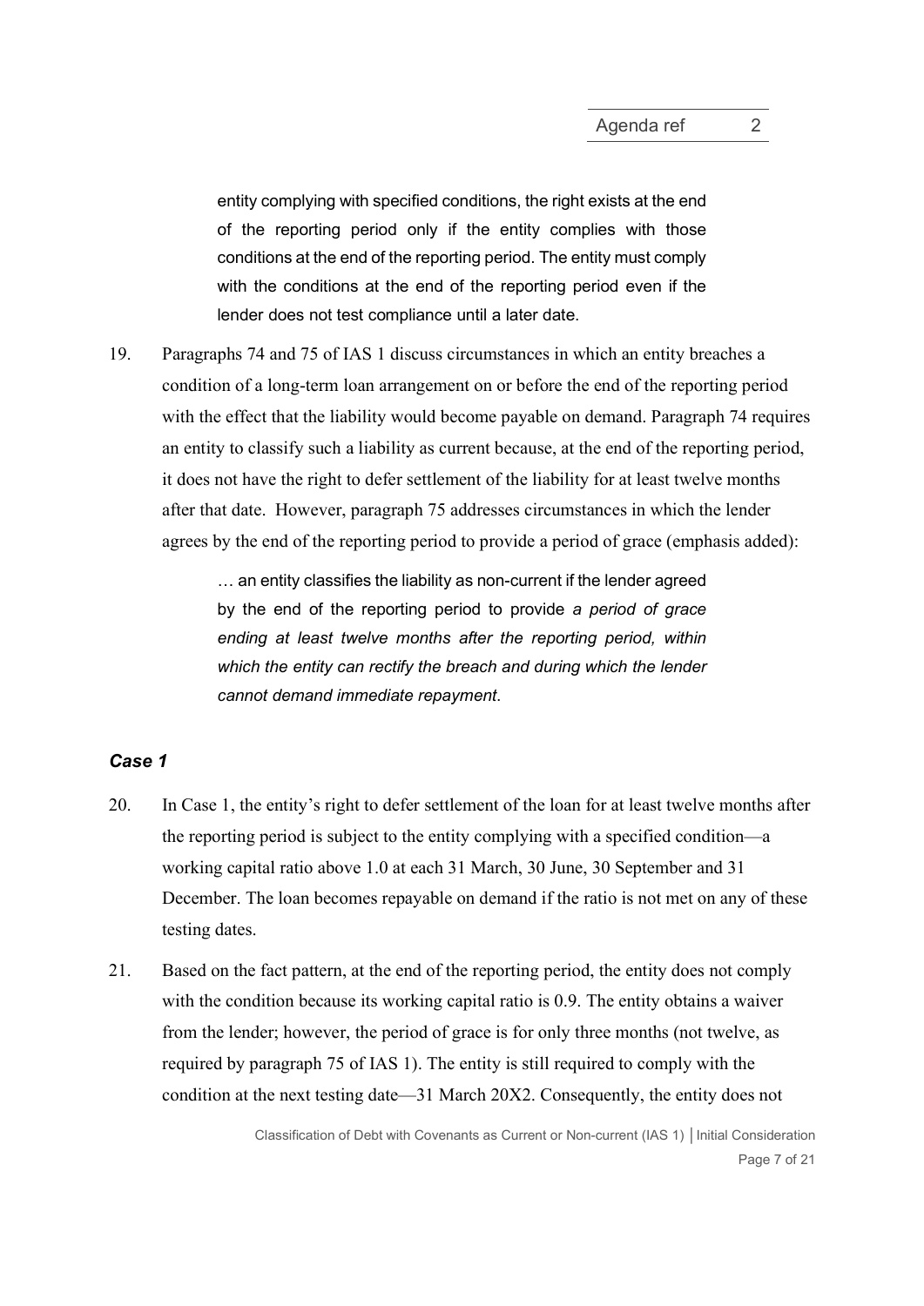entity complying with specified conditions, the right exists at the end of the reporting period only if the entity complies with those conditions at the end of the reporting period. The entity must comply with the conditions at the end of the reporting period even if the lender does not test compliance until a later date.

19. Paragraphs 74 and 75 of IAS 1 discuss circumstances in which an entity breaches a condition of a long-term loan arrangement on or before the end of the reporting period with the effect that the liability would become payable on demand. Paragraph 74 requires an entity to classify such a liability as current because, at the end of the reporting period, it does not have the right to defer settlement of the liability for at least twelve months after that date. However, paragraph 75 addresses circumstances in which the lender agrees by the end of the reporting period to provide a period of grace (emphasis added):

> … an entity classifies the liability as non-current if the lender agreed by the end of the reporting period to provide *a period of grace ending at least twelve months after the reporting period, within which the entity can rectify the breach and during which the lender cannot demand immediate repayment*.

### *Case 1*

20. In Case 1, the entity's right to defer settlement of the loan for at least twelve months after the reporting period is subject to the entity complying with a specified condition—a working capital ratio above 1.0 at each 31 March, 30 June, 30 September and 31 December. The loan becomes repayable on demand if the ratio is not met on any of these testing dates.

21. Based on the fact pattern, at the end of the reporting period, the entity does not comply with the condition because its working capital ratio is 0.9. The entity obtains a waiver from the lender; however, the period of grace is for only three months (not twelve, as required by paragraph 75 of IAS 1). The entity is still required to comply with the condition at the next testing date—31 March 20X2. Consequently, the entity does not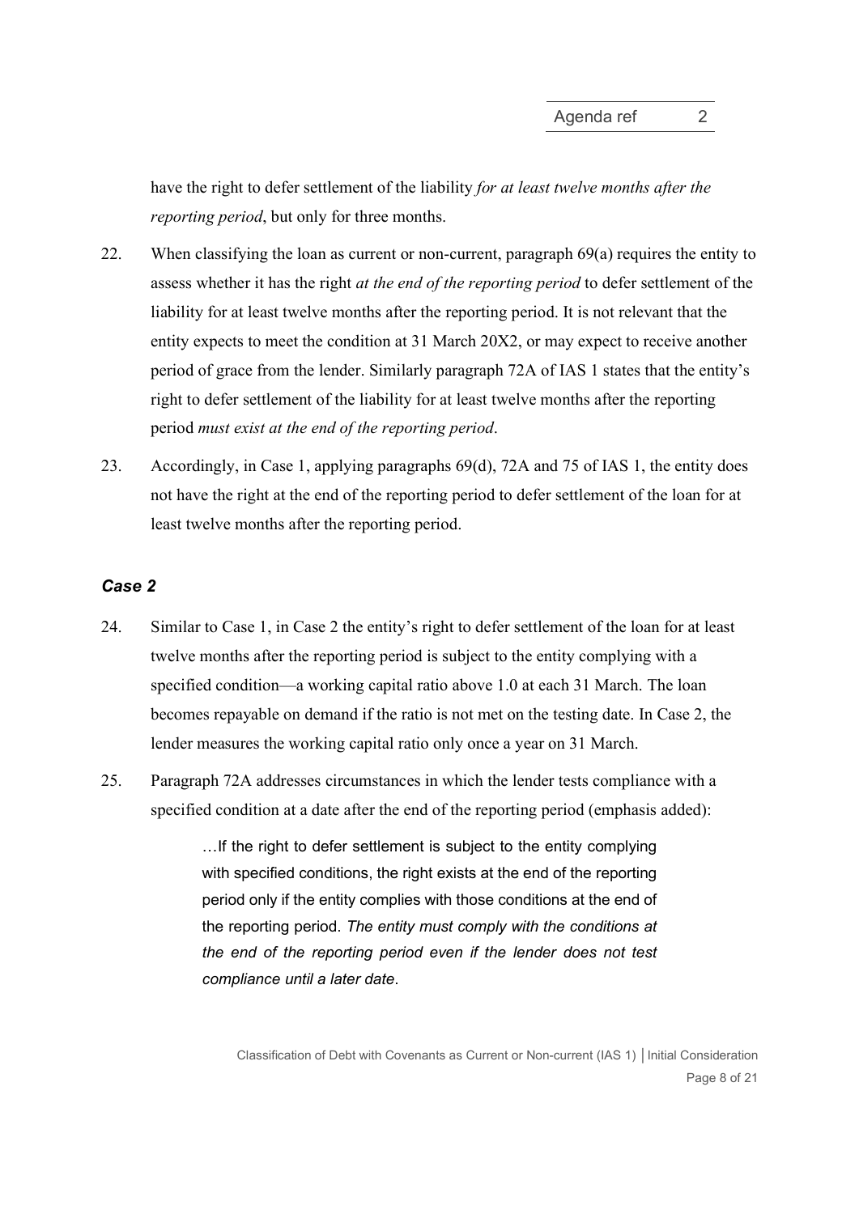have the right to defer settlement of the liability *for at least twelve months after the reporting period*, but only for three months.

22. When classifying the loan as current or non-current, paragraph 69(a) requires the entity to assess whether it has the right *at the end of the reporting period* to defer settlement of the liability for at least twelve months after the reporting period. It is not relevant that the entity expects to meet the condition at 31 March 20X2, or may expect to receive another period of grace from the lender. Similarly paragraph 72A of IAS 1 states that the entity's right to defer settlement of the liability for at least twelve months after the reporting period *must exist at the end of the reporting period*.

23. Accordingly, in Case 1, applying paragraphs 69(d), 72A and 75 of IAS 1, the entity does not have the right at the end of the reporting period to defer settlement of the loan for at least twelve months after the reporting period.

### *Case 2*

24. Similar to Case 1, in Case 2 the entity's right to defer settlement of the loan for at least twelve months after the reporting period is subject to the entity complying with a specified condition—a working capital ratio above 1.0 at each 31 March. The loan becomes repayable on demand if the ratio is not met on the testing date. In Case 2, the lender measures the working capital ratio only once a year on 31 March.

25. Paragraph 72A addresses circumstances in which the lender tests compliance with a specified condition at a date after the end of the reporting period (emphasis added):

> …If the right to defer settlement is subject to the entity complying with specified conditions, the right exists at the end of the reporting period only if the entity complies with those conditions at the end of the reporting period. *The entity must comply with the conditions at the end of the reporting period even if the lender does not test compliance until a later date*.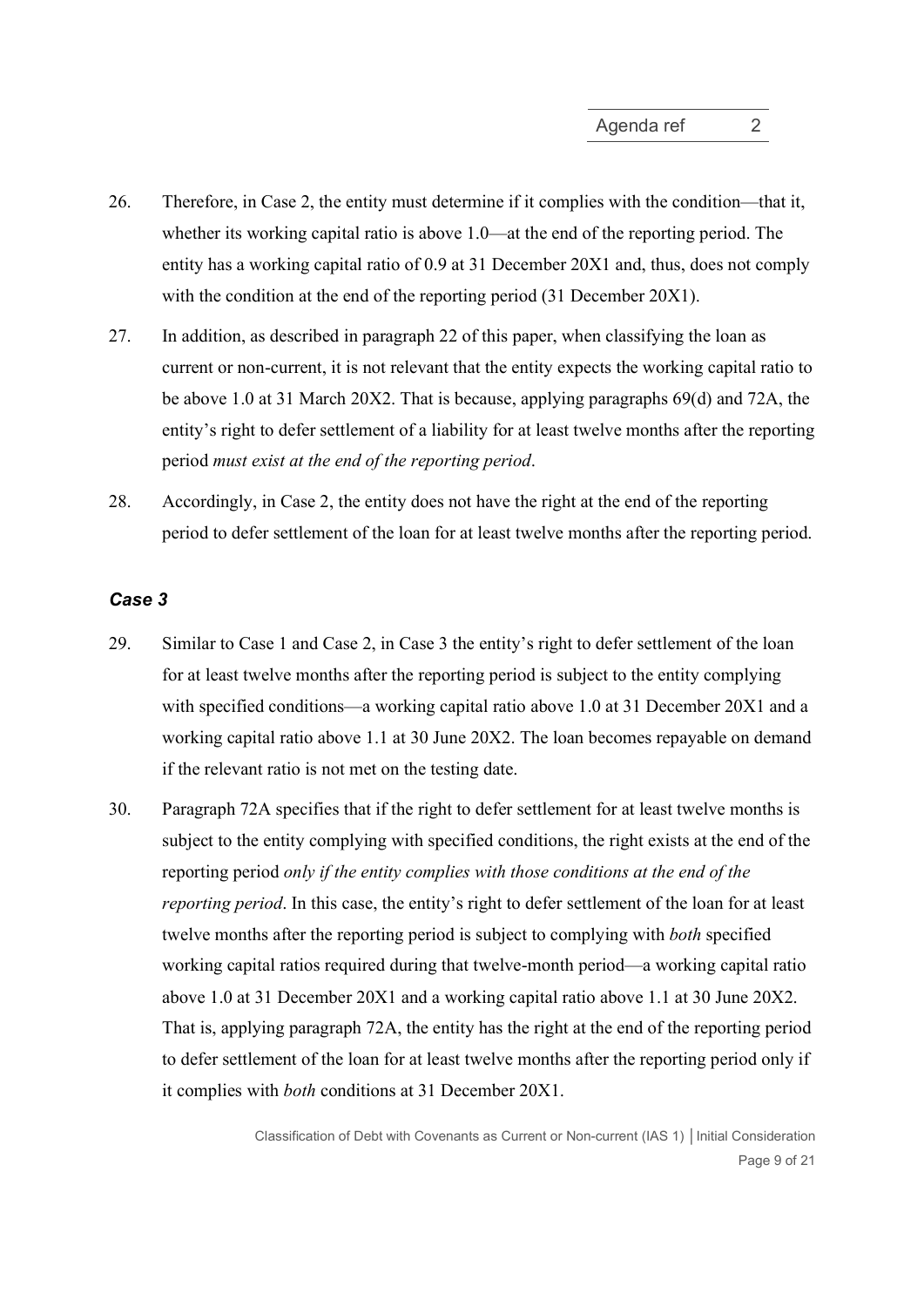26. Therefore, in Case 2, the entity must determine if it complies with the condition—that it, whether its working capital ratio is above 1.0—at the end of the reporting period. The entity has a working capital ratio of 0.9 at 31 December 20X1 and, thus, does not comply with the condition at the end of the reporting period (31 December 20X1).

27. In addition, as described in paragraph 22 of this paper, when classifying the loan as current or non-current, it is not relevant that the entity expects the working capital ratio to be above 1.0 at 31 March 20X2. That is because, applying paragraphs 69(d) and 72A, the entity's right to defer settlement of a liability for at least twelve months after the reporting period *must exist at the end of the reporting period*.

28. Accordingly, in Case 2, the entity does not have the right at the end of the reporting period to defer settlement of the loan for at least twelve months after the reporting period.

### *Case 3*

29. Similar to Case 1 and Case 2, in Case 3 the entity's right to defer settlement of the loan for at least twelve months after the reporting period is subject to the entity complying with specified conditions—a working capital ratio above 1.0 at 31 December 20X1 and a working capital ratio above 1.1 at 30 June 20X2. The loan becomes repayable on demand if the relevant ratio is not met on the testing date.

30. Paragraph 72A specifies that if the right to defer settlement for at least twelve months is subject to the entity complying with specified conditions, the right exists at the end of the reporting period *only if the entity complies with those conditions at the end of the reporting period*. In this case, the entity's right to defer settlement of the loan for at least twelve months after the reporting period is subject to complying with *both* specified working capital ratios required during that twelve-month period—a working capital ratio above 1.0 at 31 December 20X1 and a working capital ratio above 1.1 at 30 June 20X2. That is, applying paragraph 72A, the entity has the right at the end of the reporting period to defer settlement of the loan for at least twelve months after the reporting period only if it complies with *both* conditions at 31 December 20X1.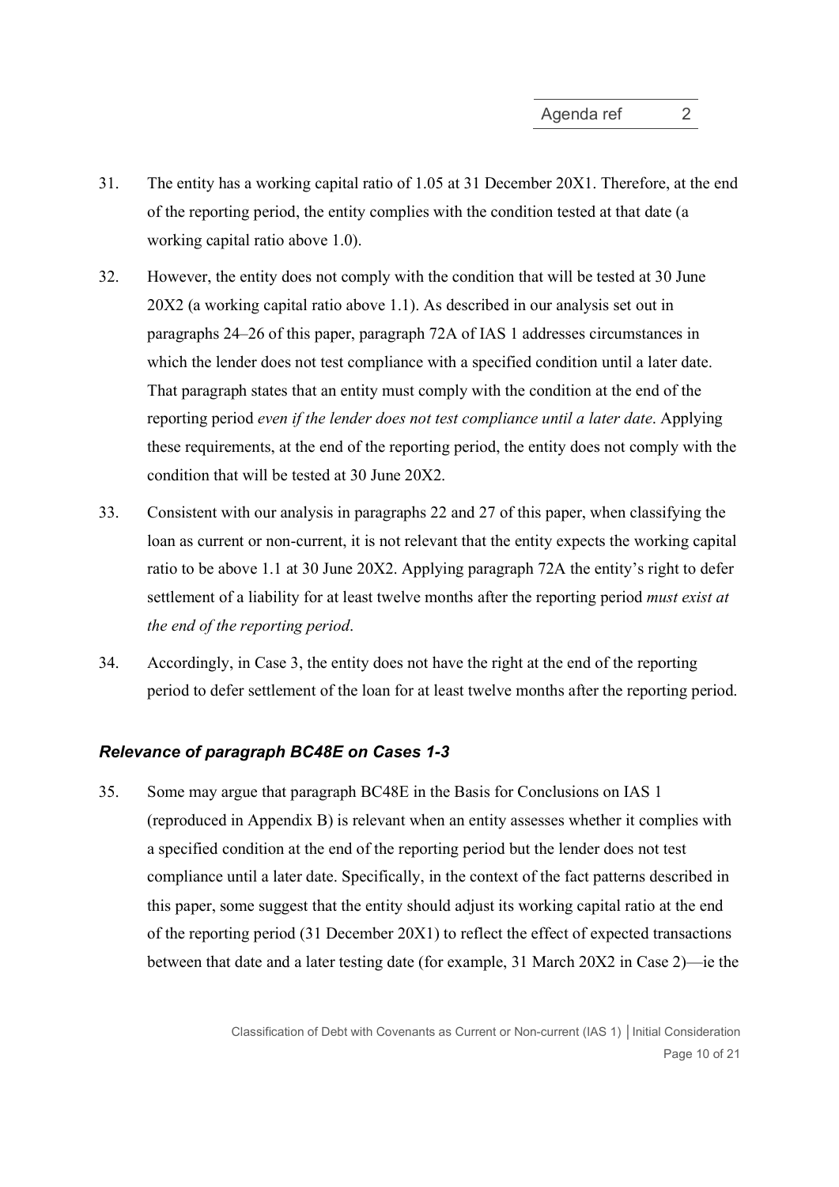31. The entity has a working capital ratio of 1.05 at 31 December 20X1. Therefore, at the end of the reporting period, the entity complies with the condition tested at that date (a working capital ratio above 1.0).

32. However, the entity does not comply with the condition that will be tested at 30 June 20X2 (a working capital ratio above 1.1). As described in our analysis set out in paragraphs 24–26 of this paper, paragraph 72A of IAS 1 addresses circumstances in which the lender does not test compliance with a specified condition until a later date. That paragraph states that an entity must comply with the condition at the end of the reporting period *even if the lender does not test compliance until a later date*. Applying these requirements, at the end of the reporting period, the entity does not comply with the condition that will be tested at 30 June 20X2.

33. Consistent with our analysis in paragraphs 22 and 27 of this paper, when classifying the loan as current or non-current, it is not relevant that the entity expects the working capital ratio to be above 1.1 at 30 June 20X2. Applying paragraph 72A the entity's right to defer settlement of a liability for at least twelve months after the reporting period *must exist at the end of the reporting period*.

34. Accordingly, in Case 3, the entity does not have the right at the end of the reporting period to defer settlement of the loan for at least twelve months after the reporting period.

### *Relevance of paragraph BC48E on Cases 1-3*

35. Some may argue that paragraph BC48E in the Basis for Conclusions on IAS 1 (reproduced in Appendix B) is relevant when an entity assesses whether it complies with a specified condition at the end of the reporting period but the lender does not test compliance until a later date. Specifically, in the context of the fact patterns described in this paper, some suggest that the entity should adjust its working capital ratio at the end of the reporting period (31 December 20X1) to reflect the effect of expected transactions between that date and a later testing date (for example, 31 March 20X2 in Case 2)—ie the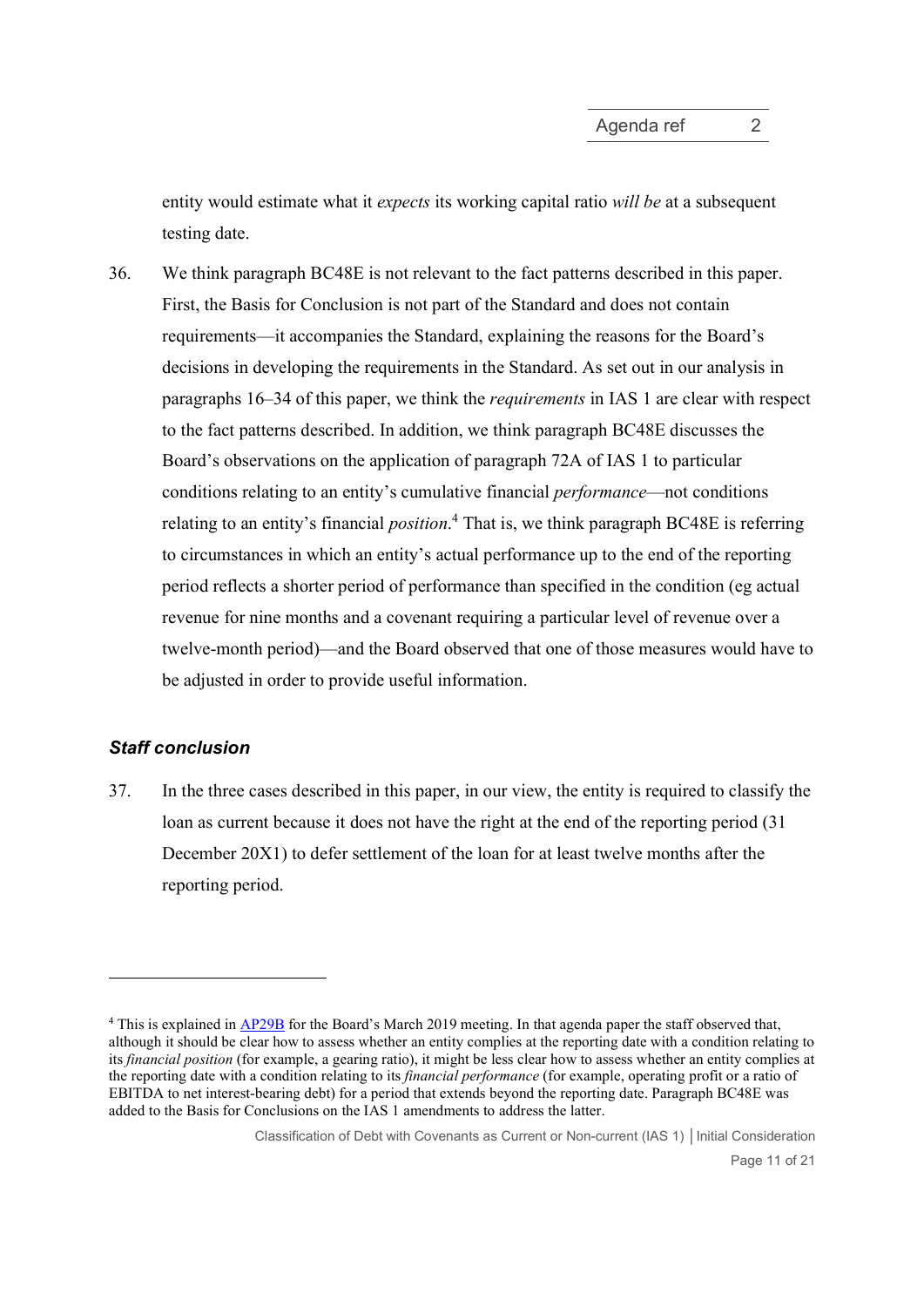entity would estimate what it *expects* its working capital ratio *will be* at a subsequent testing date.

36. We think paragraph BC48E is not relevant to the fact patterns described in this paper. First, the Basis for Conclusion is not part of the Standard and does not contain requirements—it accompanies the Standard, explaining the reasons for the Board's decisions in developing the requirements in the Standard. As set out in our analysis in paragraphs 16–34 of this paper, we think the *requirements* in IAS 1 are clear with respect to the fact patterns described. In addition, we think paragraph BC48E discusses the Board's observations on the application of paragraph 72A of IAS 1 to particular conditions relating to an entity's cumulative financial *performance*—not conditions relating to an entity's financial *position*.[4] That is, we think paragraph BC48E is referring to circumstances in which an entity's actual performance up to the end of the reporting period reflects a shorter period of performance than specified in the condition (eg actual revenue for nine months and a covenant requiring a particular level of revenue over a twelve-month period)—and the Board observed that one of those measures would have to be adjusted in order to provide useful information.

### *Staff conclusion*

37. In the three cases described in this paper, in our view, the entity is required to classify the loan as current because it does not have the right at the end of the reporting period (31 December 20X1) to defer settlement of the loan for at least twelve months after the reporting period.

---

[4] This is explained in AP29B for the Board's March 2019 meeting. In that agenda paper the staff observed that, although it should be clear how to assess whether an entity complies at the reporting date with a condition relating to its *financial position* (for example, a gearing ratio), it might be less clear how to assess whether an entity complies at the reporting date with a condition relating to its *financial performance* (for example, operating profit or a ratio of EBITDA to net interest-bearing debt) for a period that extends beyond the reporting date. Paragraph BC48E was added to the Basis for Conclusions on the IAS 1 amendments to address the latter.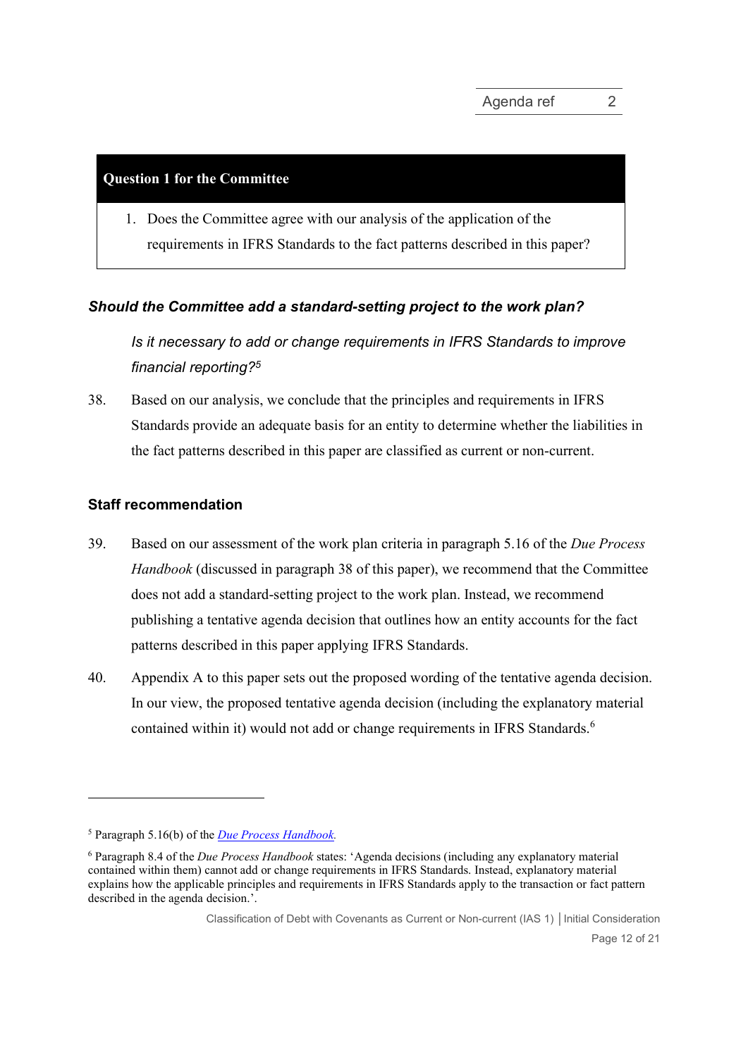**Question 1 for the Committee**

1. Does the Committee agree with our analysis of the application of the requirements in IFRS Standards to the fact patterns described in this paper?

### *Should the Committee add a standard-setting project to the work plan?*

*Is it necessary to add or change requirements in IFRS Standards to improve financial reporting?*[5]

38. Based on our analysis, we conclude that the principles and requirements in IFRS Standards provide an adequate basis for an entity to determine whether the liabilities in the fact patterns described in this paper are classified as current or non-current.

## Staff recommendation

39. Based on our assessment of the work plan criteria in paragraph 5.16 of the *Due Process Handbook* (discussed in paragraph 38 of this paper), we recommend that the Committee does not add a standard-setting project to the work plan. Instead, we recommend publishing a tentative agenda decision that outlines how an entity accounts for the fact patterns described in this paper applying IFRS Standards.

40. Appendix A to this paper sets out the proposed wording of the tentative agenda decision. In our view, the proposed tentative agenda decision (including the explanatory material contained within it) would not add or change requirements in IFRS Standards.[6]

---

[5] Paragraph 5.16(b) of the *Due Process Handbook*.

[6] Paragraph 8.4 of the *Due Process Handbook* states: 'Agenda decisions (including any explanatory material contained within them) cannot add or change requirements in IFRS Standards. Instead, explanatory material explains how the applicable principles and requirements in IFRS Standards apply to the transaction or fact pattern described in the agenda decision.'.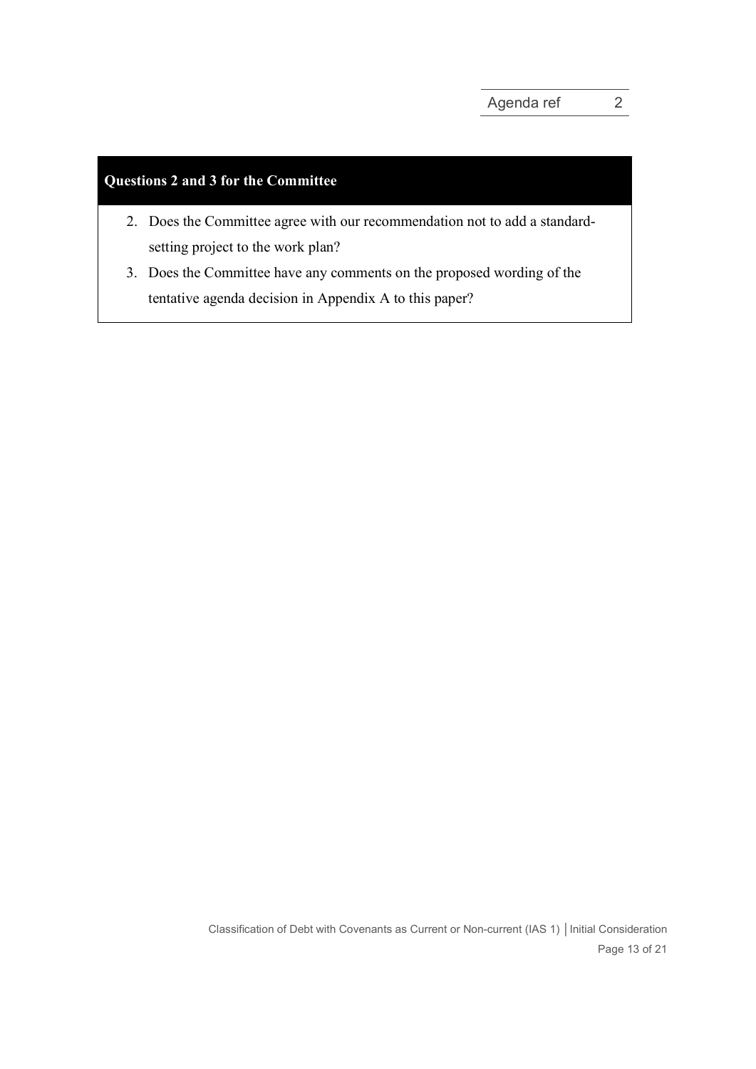**Questions 2 and 3 for the Committee**

2. Does the Committee agree with our recommendation not to add a standard-setting project to the work plan?
3. Does the Committee have any comments on the proposed wording of the tentative agenda decision in Appendix A to this paper?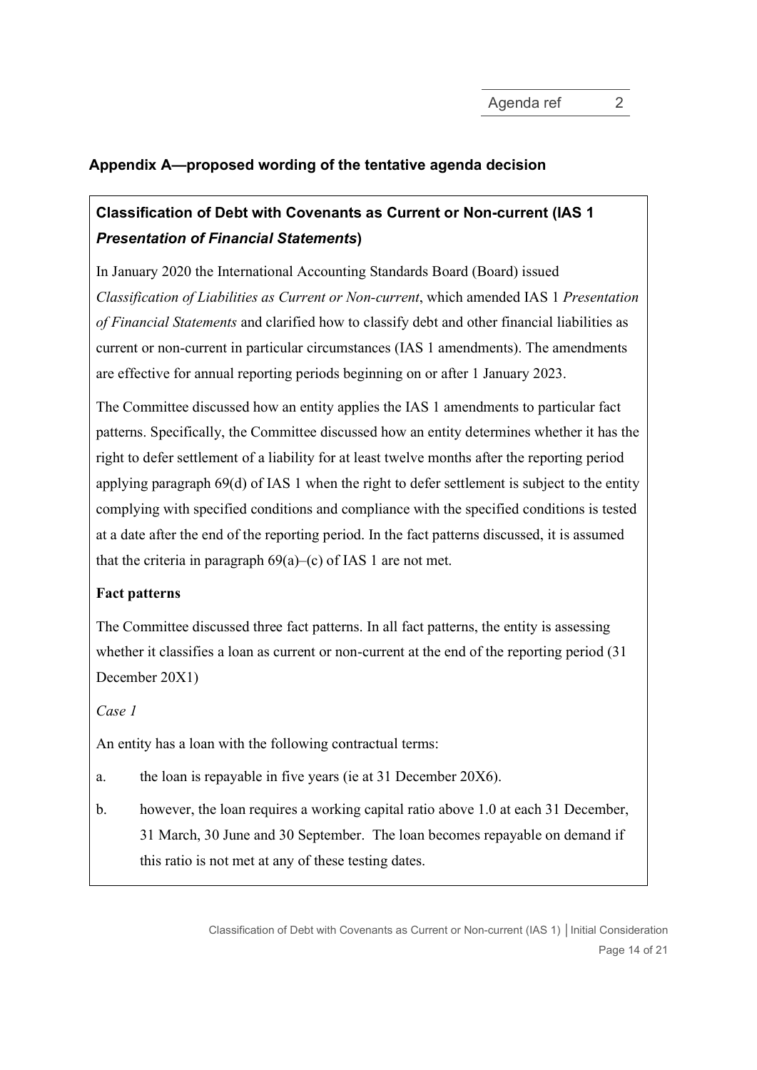## Appendix A—proposed wording of the tentative agenda decision

### Classification of Debt with Covenants as Current or Non-current (IAS 1 *Presentation of Financial Statements*)

In January 2020 the International Accounting Standards Board (Board) issued *Classification of Liabilities as Current or Non-current*, which amended IAS 1 *Presentation of Financial Statements* and clarified how to classify debt and other financial liabilities as current or non-current in particular circumstances (IAS 1 amendments). The amendments are effective for annual reporting periods beginning on or after 1 January 2023.

The Committee discussed how an entity applies the IAS 1 amendments to particular fact patterns. Specifically, the Committee discussed how an entity determines whether it has the right to defer settlement of a liability for at least twelve months after the reporting period applying paragraph 69(d) of IAS 1 when the right to defer settlement is subject to the entity complying with specified conditions and compliance with the specified conditions is tested at a date after the end of the reporting period. In the fact patterns discussed, it is assumed that the criteria in paragraph 69(a)–(c) of IAS 1 are not met.

**Fact patterns**

The Committee discussed three fact patterns. In all fact patterns, the entity is assessing whether it classifies a loan as current or non-current at the end of the reporting period (31 December 20X1)

*Case 1*

An entity has a loan with the following contractual terms:

a. the loan is repayable in five years (ie at 31 December 20X6).

b. however, the loan requires a working capital ratio above 1.0 at each 31 December, 31 March, 30 June and 30 September. The loan becomes repayable on demand if this ratio is not met at any of these testing dates.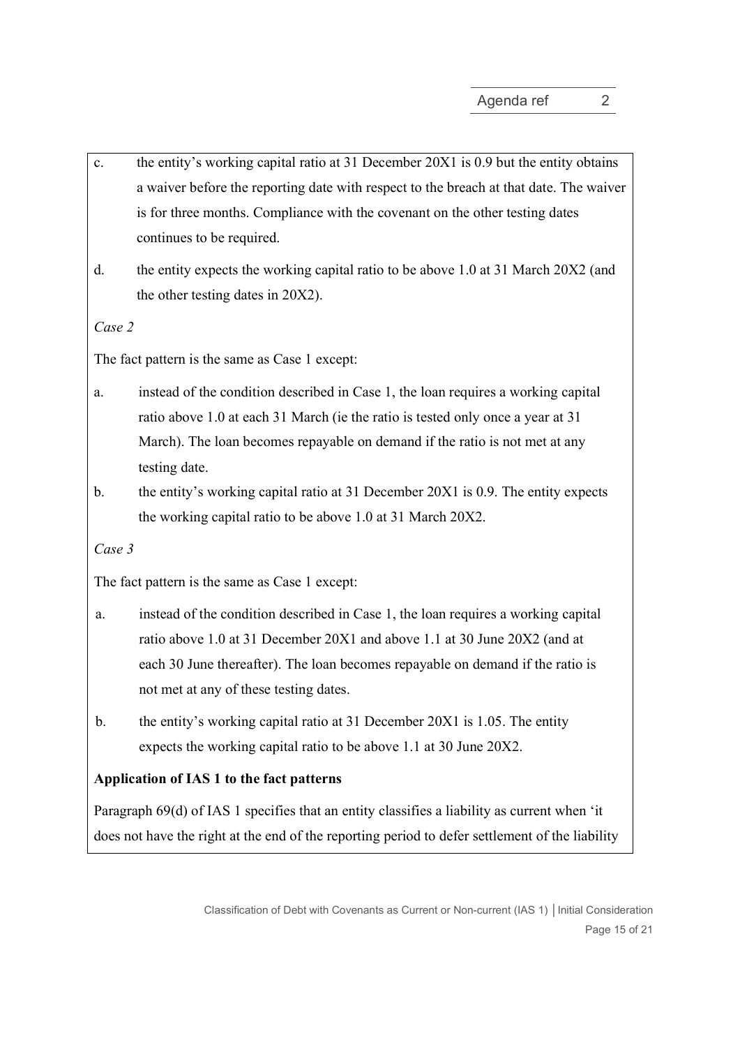c. the entity's working capital ratio at 31 December 20X1 is 0.9 but the entity obtains a waiver before the reporting date with respect to the breach at that date. The waiver is for three months. Compliance with the covenant on the other testing dates continues to be required.

d. the entity expects the working capital ratio to be above 1.0 at 31 March 20X2 (and the other testing dates in 20X2).

*Case 2*

The fact pattern is the same as Case 1 except:

a. instead of the condition described in Case 1, the loan requires a working capital ratio above 1.0 at each 31 March (ie the ratio is tested only once a year at 31 March). The loan becomes repayable on demand if the ratio is not met at any testing date.

b. the entity's working capital ratio at 31 December 20X1 is 0.9. The entity expects the working capital ratio to be above 1.0 at 31 March 20X2.

*Case 3*

The fact pattern is the same as Case 1 except:

a. instead of the condition described in Case 1, the loan requires a working capital ratio above 1.0 at 31 December 20X1 and above 1.1 at 30 June 20X2 (and at each 30 June thereafter). The loan becomes repayable on demand if the ratio is not met at any of these testing dates.

b. the entity's working capital ratio at 31 December 20X1 is 1.05. The entity expects the working capital ratio to be above 1.1 at 30 June 20X2.

**Application of IAS 1 to the fact patterns**

Paragraph 69(d) of IAS 1 specifies that an entity classifies a liability as current when 'it does not have the right at the end of the reporting period to defer settlement of the liability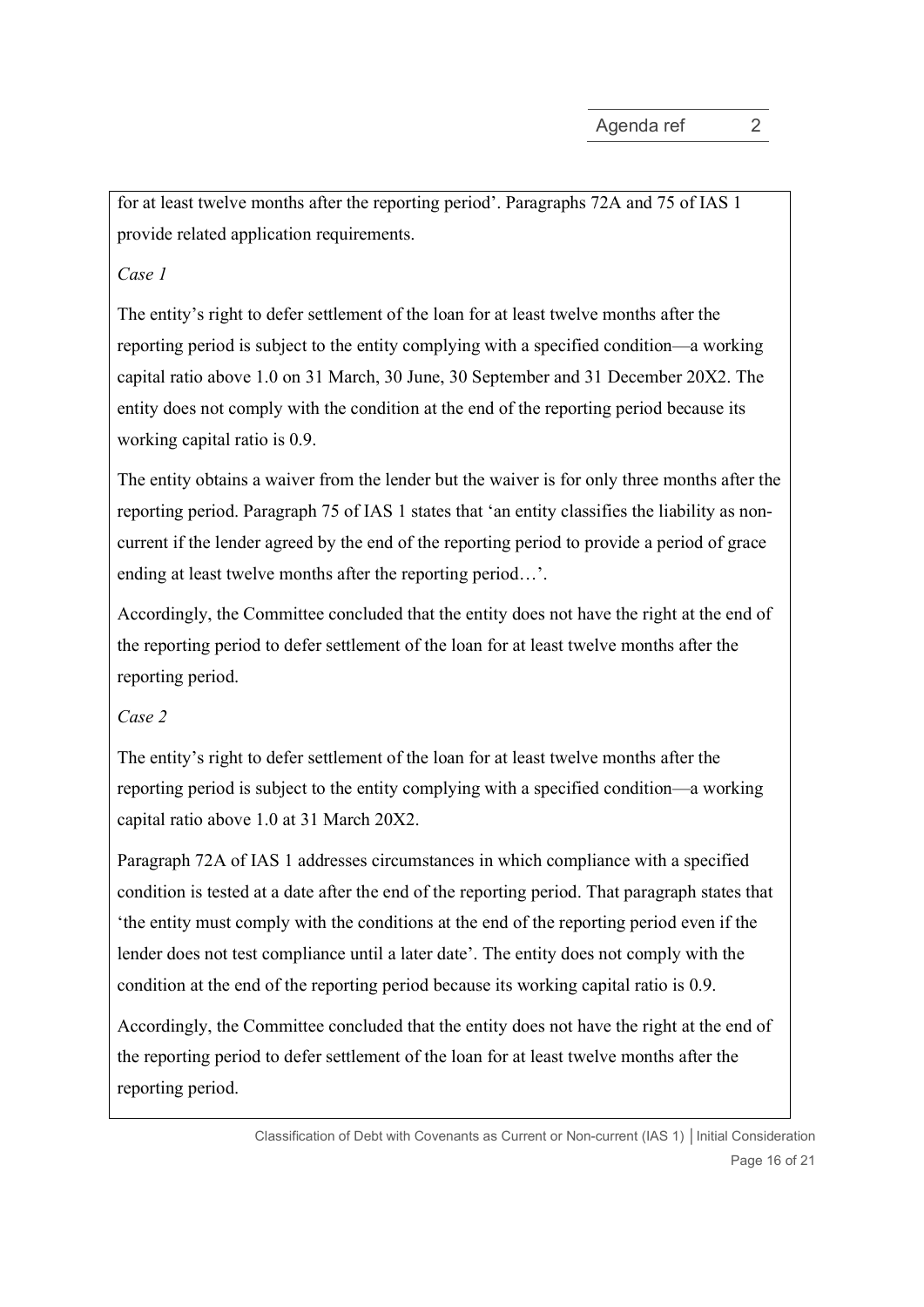for at least twelve months after the reporting period'. Paragraphs 72A and 75 of IAS 1 provide related application requirements.

*Case 1*

The entity's right to defer settlement of the loan for at least twelve months after the reporting period is subject to the entity complying with a specified condition—a working capital ratio above 1.0 on 31 March, 30 June, 30 September and 31 December 20X2. The entity does not comply with the condition at the end of the reporting period because its working capital ratio is 0.9.

The entity obtains a waiver from the lender but the waiver is for only three months after the reporting period. Paragraph 75 of IAS 1 states that 'an entity classifies the liability as non-current if the lender agreed by the end of the reporting period to provide a period of grace ending at least twelve months after the reporting period…'.

Accordingly, the Committee concluded that the entity does not have the right at the end of the reporting period to defer settlement of the loan for at least twelve months after the reporting period.

*Case 2*

The entity's right to defer settlement of the loan for at least twelve months after the reporting period is subject to the entity complying with a specified condition—a working capital ratio above 1.0 at 31 March 20X2.

Paragraph 72A of IAS 1 addresses circumstances in which compliance with a specified condition is tested at a date after the end of the reporting period. That paragraph states that 'the entity must comply with the conditions at the end of the reporting period even if the lender does not test compliance until a later date'. The entity does not comply with the condition at the end of the reporting period because its working capital ratio is 0.9.

Accordingly, the Committee concluded that the entity does not have the right at the end of the reporting period to defer settlement of the loan for at least twelve months after the reporting period.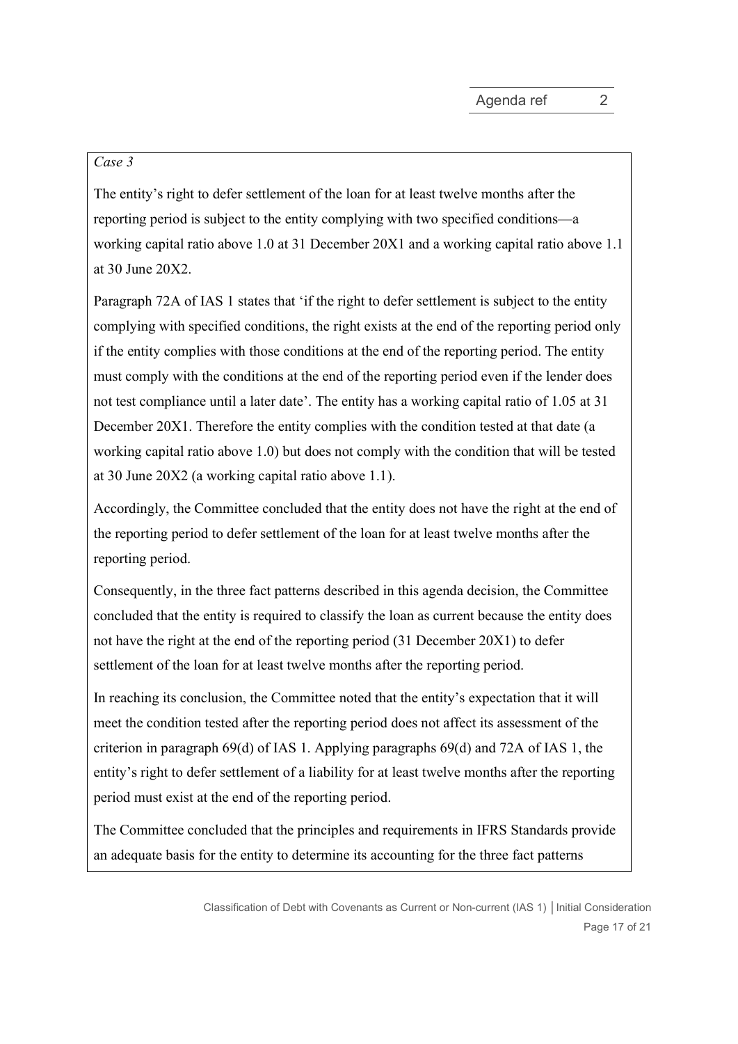*Case 3*

The entity's right to defer settlement of the loan for at least twelve months after the reporting period is subject to the entity complying with two specified conditions—a working capital ratio above 1.0 at 31 December 20X1 and a working capital ratio above 1.1 at 30 June 20X2.

Paragraph 72A of IAS 1 states that 'if the right to defer settlement is subject to the entity complying with specified conditions, the right exists at the end of the reporting period only if the entity complies with those conditions at the end of the reporting period. The entity must comply with the conditions at the end of the reporting period even if the lender does not test compliance until a later date'. The entity has a working capital ratio of 1.05 at 31 December 20X1. Therefore the entity complies with the condition tested at that date (a working capital ratio above 1.0) but does not comply with the condition that will be tested at 30 June 20X2 (a working capital ratio above 1.1).

Accordingly, the Committee concluded that the entity does not have the right at the end of the reporting period to defer settlement of the loan for at least twelve months after the reporting period.

Consequently, in the three fact patterns described in this agenda decision, the Committee concluded that the entity is required to classify the loan as current because the entity does not have the right at the end of the reporting period (31 December 20X1) to defer settlement of the loan for at least twelve months after the reporting period.

In reaching its conclusion, the Committee noted that the entity's expectation that it will meet the condition tested after the reporting period does not affect its assessment of the criterion in paragraph 69(d) of IAS 1. Applying paragraphs 69(d) and 72A of IAS 1, the entity's right to defer settlement of a liability for at least twelve months after the reporting period must exist at the end of the reporting period.

The Committee concluded that the principles and requirements in IFRS Standards provide an adequate basis for the entity to determine its accounting for the three fact patterns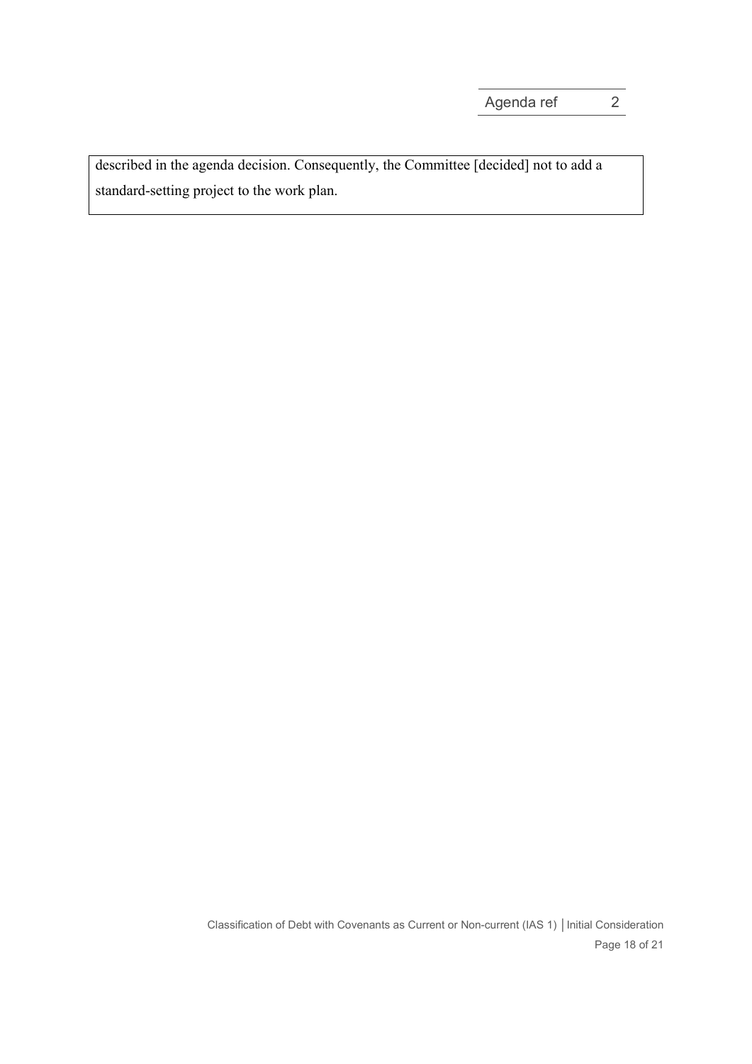described in the agenda decision. Consequently, the Committee [decided] not to add a standard-setting project to the work plan.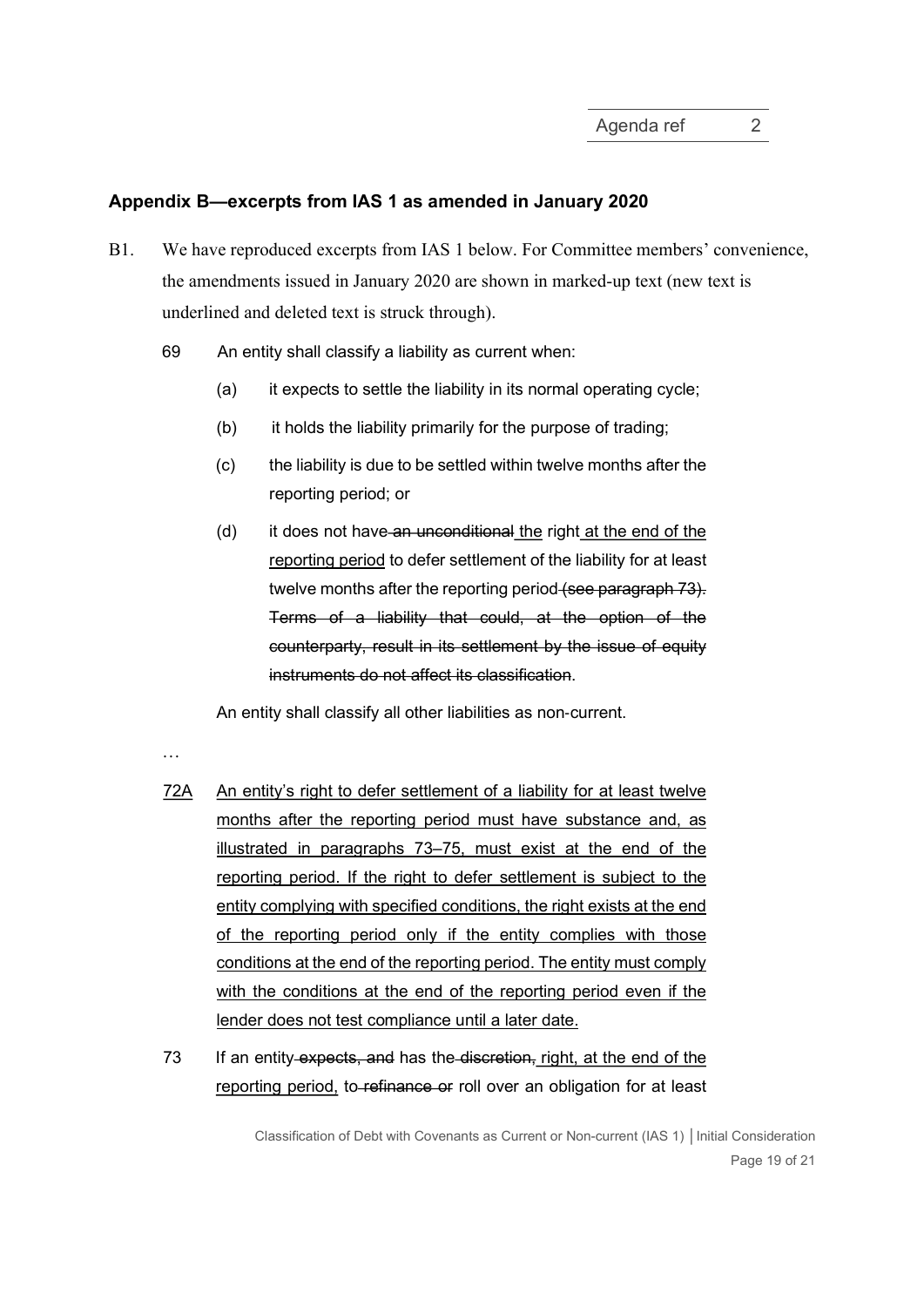## Appendix B—excerpts from IAS 1 as amended in January 2020

B1. We have reproduced excerpts from IAS 1 below. For Committee members' convenience, the amendments issued in January 2020 are shown in marked-up text (new text is underlined and deleted text is struck through).

> 69 An entity shall classify a liability as current when:
>
> (a) it expects to settle the liability in its normal operating cycle;
>
> (b) it holds the liability primarily for the purpose of trading;
>
> (c) the liability is due to be settled within twelve months after the reporting period; or
>
> (d) it does not have ~~an unconditional~~ <u>the</u> right <u>at the end of the reporting period</u> to defer settlement of the liability for at least twelve months after the reporting period ~~(see paragraph 73). Terms of a liability that could, at the option of the counterparty, result in its settlement by the issue of equity instruments do not affect its classification~~.
>
> An entity shall classify all other liabilities as non-current.
>
> …
>
> <u>72A</u> <u>An entity's right to defer settlement of a liability for at least twelve months after the reporting period must have substance and, as illustrated in paragraphs 73–75, must exist at the end of the reporting period. If the right to defer settlement is subject to the entity complying with specified conditions, the right exists at the end of the reporting period only if the entity complies with those conditions at the end of the reporting period. The entity must comply with the conditions at the end of the reporting period even if the lender does not test compliance until a later date.</u>
>
> 73 If an entity ~~expects, and~~ has the ~~discretion,~~ <u>right, at the end of the reporting period,</u> to ~~refinance or~~ roll over an obligation for at least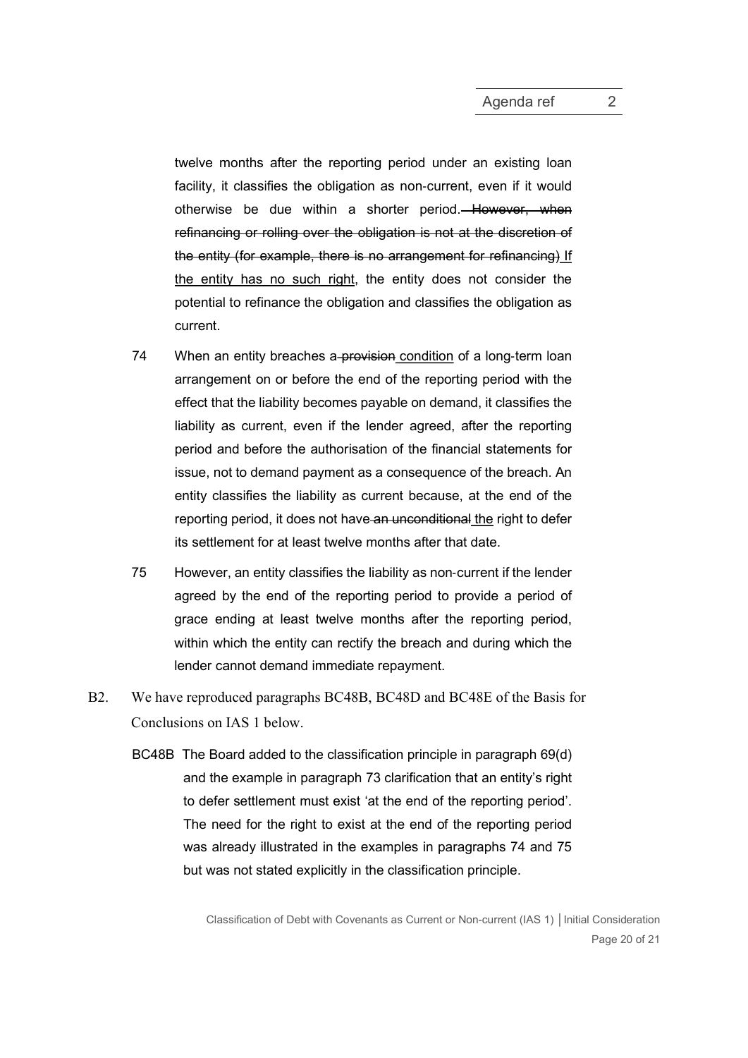twelve months after the reporting period under an existing loan facility, it classifies the obligation as non-current, even if it would otherwise be due within a shorter period. ~~However, when refinancing or rolling over the obligation is not at the discretion of the entity (for example, there is no arrangement for refinancing)~~ <u>If the entity has no such right</u>, the entity does not consider the potential to refinance the obligation and classifies the obligation as current.

74 When an entity breaches a ~~provision~~ <u>condition</u> of a long-term loan arrangement on or before the end of the reporting period with the effect that the liability becomes payable on demand, it classifies the liability as current, even if the lender agreed, after the reporting period and before the authorisation of the financial statements for issue, not to demand payment as a consequence of the breach. An entity classifies the liability as current because, at the end of the reporting period, it does not have ~~an unconditional~~ <u>the</u> right to defer its settlement for at least twelve months after that date.

75 However, an entity classifies the liability as non-current if the lender agreed by the end of the reporting period to provide a period of grace ending at least twelve months after the reporting period, within which the entity can rectify the breach and during which the lender cannot demand immediate repayment.

B2. We have reproduced paragraphs BC48B, BC48D and BC48E of the Basis for Conclusions on IAS 1 below.

BC48B The Board added to the classification principle in paragraph 69(d) and the example in paragraph 73 clarification that an entity's right to defer settlement must exist 'at the end of the reporting period'. The need for the right to exist at the end of the reporting period was already illustrated in the examples in paragraphs 74 and 75 but was not stated explicitly in the classification principle.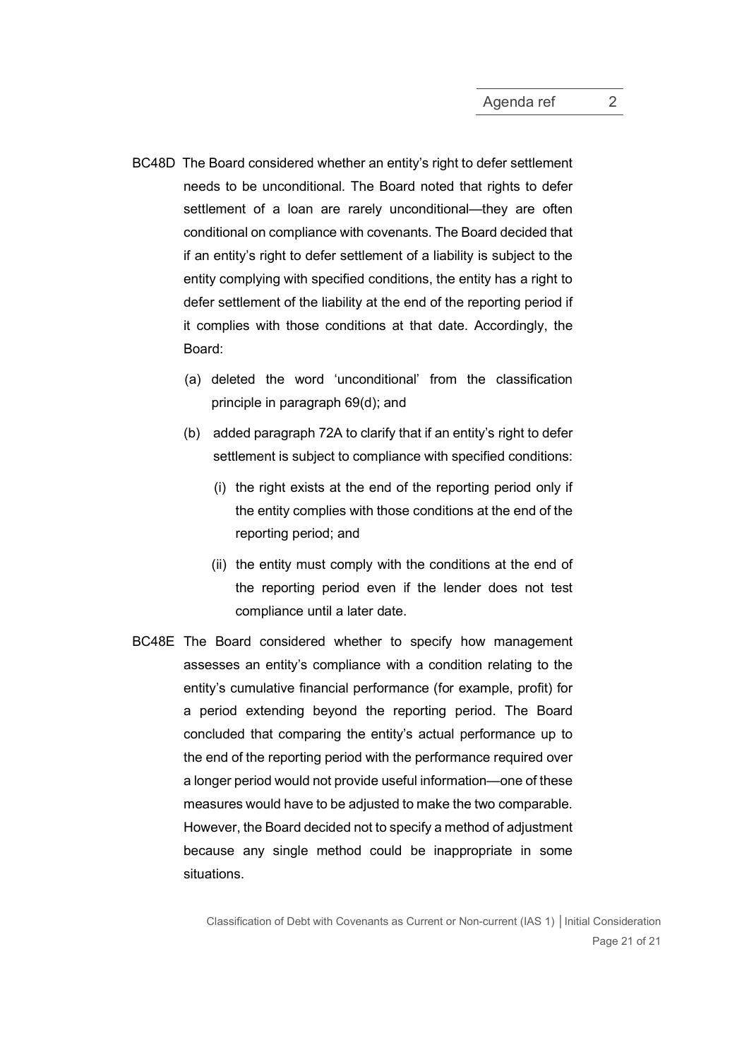BC48D The Board considered whether an entity's right to defer settlement needs to be unconditional. The Board noted that rights to defer settlement of a loan are rarely unconditional—they are often conditional on compliance with covenants. The Board decided that if an entity's right to defer settlement of a liability is subject to the entity complying with specified conditions, the entity has a right to defer settlement of the liability at the end of the reporting period if it complies with those conditions at that date. Accordingly, the Board:

(a) deleted the word 'unconditional' from the classification principle in paragraph 69(d); and

(b) added paragraph 72A to clarify that if an entity's right to defer settlement is subject to compliance with specified conditions:

   (i) the right exists at the end of the reporting period only if the entity complies with those conditions at the end of the reporting period; and

   (ii) the entity must comply with the conditions at the end of the reporting period even if the lender does not test compliance until a later date.

BC48E The Board considered whether to specify how management assesses an entity's compliance with a condition relating to the entity's cumulative financial performance (for example, profit) for a period extending beyond the reporting period. The Board concluded that comparing the entity's actual performance up to the end of the reporting period with the performance required over a longer period would not provide useful information—one of these measures would have to be adjusted to make the two comparable. However, the Board decided not to specify a method of adjustment because any single method could be inappropriate in some situations.